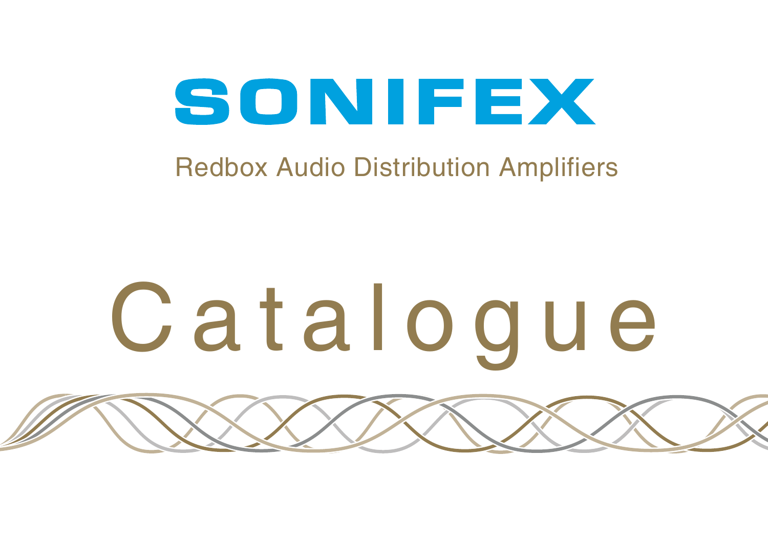# SONIFEX

Redbox Audio Distribution Amplifiers

# Catalogue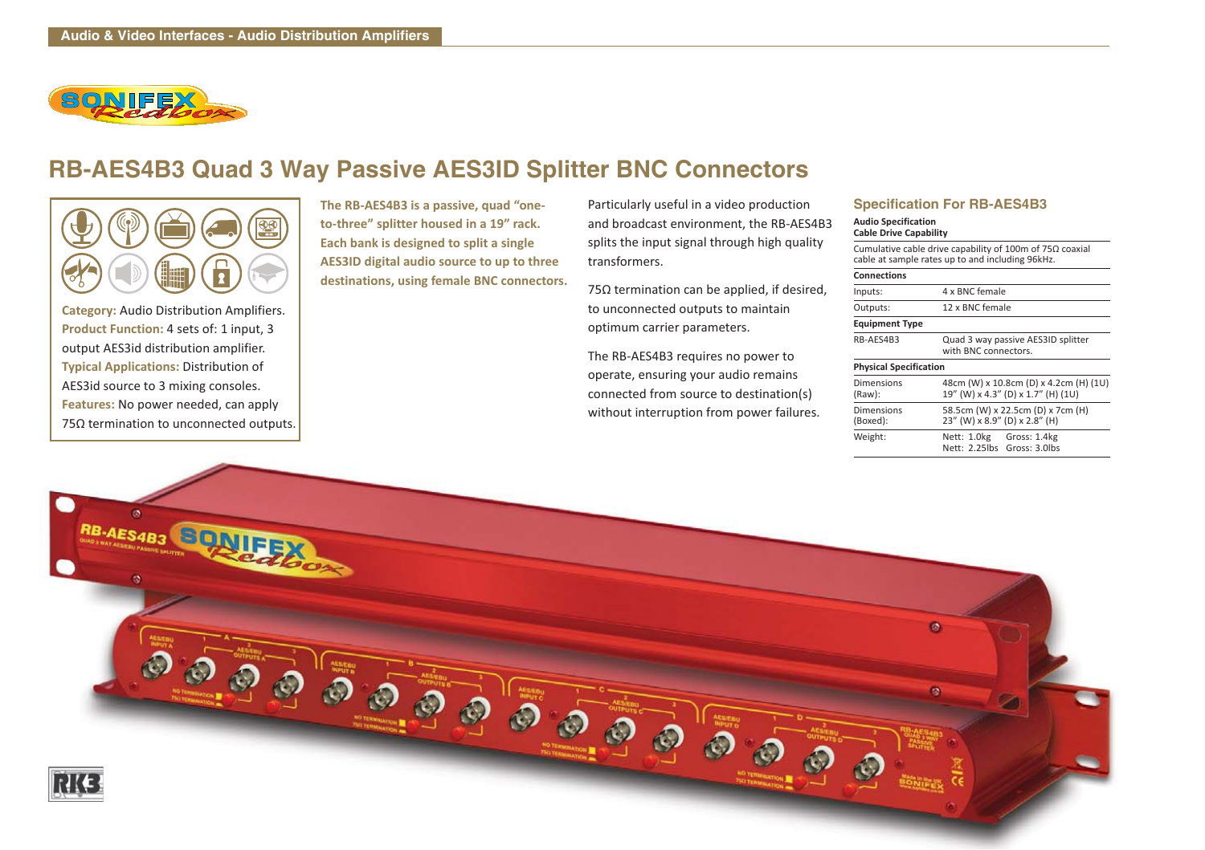Audio & Video Interfaces - Audio Distribution Amplifiers

# RB-AES4B3 Quad 3 Way Passive AES3ID Splitter BNC Connectors

**Category:** Audio Distribution Amplifiers.
**Product Function:** 4 sets of: 1 input, 3 output AES3id distribution amplifier.
**Typical Applications:** Distribution of AES3id source to 3 mixing consoles.
**Features:** No power needed, can apply 75Ω termination to unconnected outputs.

**The RB-AES4B3 is a passive, quad "one-to-three" splitter housed in a 19" rack. Each bank is designed to split a single AES3ID digital audio source to up to three destinations, using female BNC connectors.**

Particularly useful in a video production and broadcast environment, the RB-AES4B3 splits the input signal through high quality transformers.

75Ω termination can be applied, if desired, to unconnected outputs to maintain optimum carrier parameters.

The RB-AES4B3 requires no power to operate, ensuring your audio remains connected from source to destination(s) without interruption from power failures.

## Specification For RB-AES4B3

**Audio Specification**
**Cable Drive Capability**

Cumulative cable drive capability of 100m of 75Ω coaxial cable at sample rates up to and including 96kHz.

| **Connections** | |
|---|---|
| Inputs: | 4 x BNC female |
| Outputs: | 12 x BNC female |
| **Equipment Type** | |
| RB-AES4B3 | Quad 3 way passive AES3ID splitter with BNC connectors. |
| **Physical Specification** | |
| Dimensions (Raw): | 48cm (W) x 10.8cm (D) x 4.2cm (H) (1U)<br>19" (W) x 4.3" (D) x 1.7" (H) (1U) |
| Dimensions (Boxed): | 58.5cm (W) x 22.5cm (D) x 7cm (H)<br>23" (W) x 8.9" (D) x 2.8" (H) |
| Weight: | Nett: 1.0kg Gross: 1.4kg<br>Nett: 2.25lbs Gross: 3.0lbs |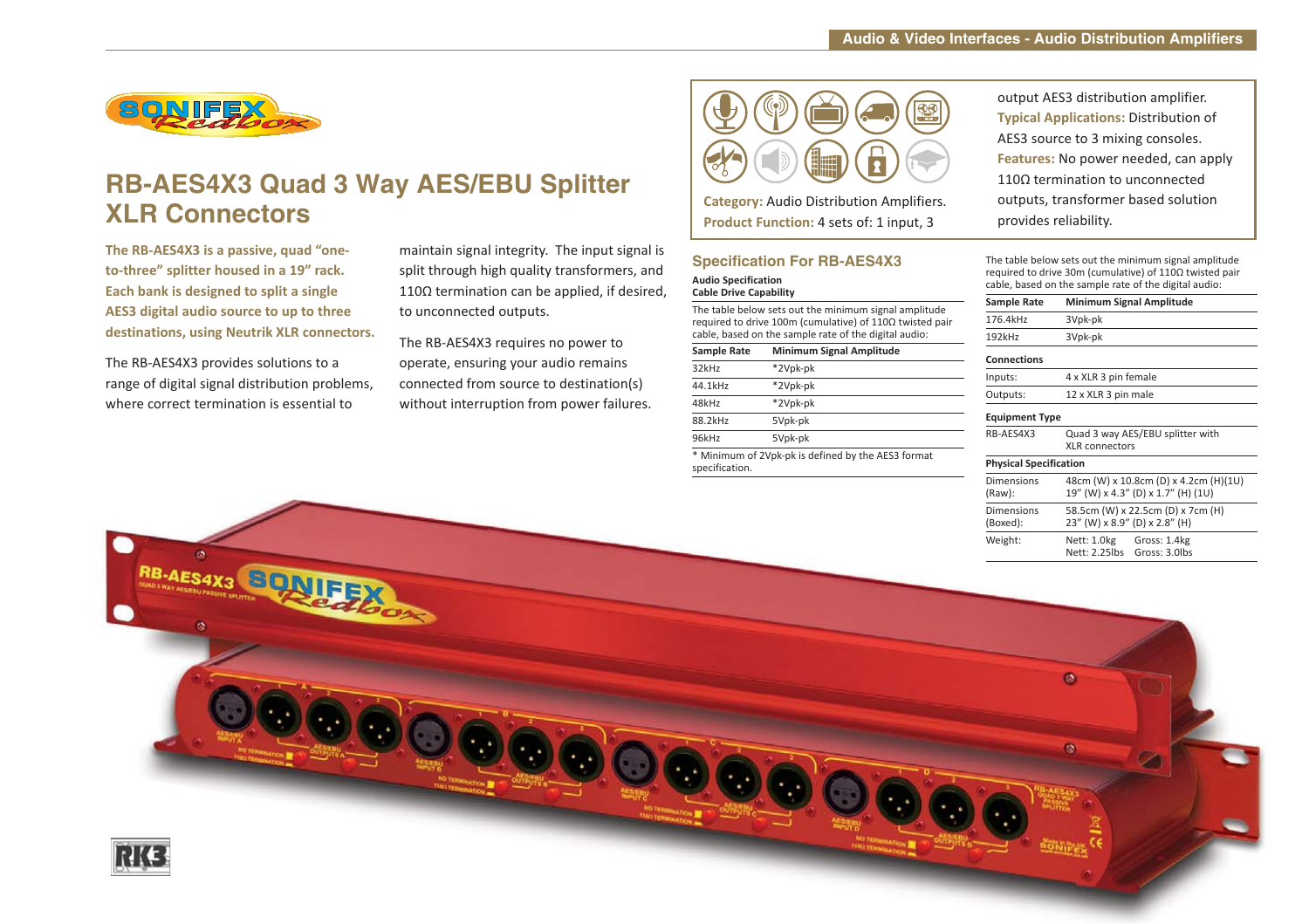# RB-AES4X3 Quad 3 Way AES/EBU Splitter XLR Connectors

**The RB-AES4X3 is a passive, quad "one-to-three" splitter housed in a 19" rack. Each bank is designed to split a single AES3 digital audio source to up to three destinations, using Neutrik XLR connectors.**

The RB-AES4X3 provides solutions to a range of digital signal distribution problems, where correct termination is essential to maintain signal integrity. The input signal is split through high quality transformers, and 110Ω termination can be applied, if desired, to unconnected outputs.

The RB-AES4X3 requires no power to operate, ensuring your audio remains connected from source to destination(s) without interruption from power failures.

**Category:** Audio Distribution Amplifiers.
**Product Function:** 4 sets of: 1 input, 3 output AES3 distribution amplifier.
**Typical Applications:** Distribution of AES3 source to 3 mixing consoles.
**Features:** No power needed, can apply 110Ω termination to unconnected outputs, transformer based solution provides reliability.

## Specification For RB-AES4X3

**Audio Specification**
**Cable Drive Capability**

The table below sets out the minimum signal amplitude required to drive 100m (cumulative) of 110Ω twisted pair cable, based on the sample rate of the digital audio:

| Sample Rate | Minimum Signal Amplitude |
|---|---|
| 32kHz | *2Vpk-pk |
| 44.1kHz | *2Vpk-pk |
| 48kHz | *2Vpk-pk |
| 88.2kHz | 5Vpk-pk |
| 96kHz | 5Vpk-pk |

* Minimum of 2Vpk-pk is defined by the AES3 format specification.

The table below sets out the minimum signal amplitude required to drive 30m (cumulative) of 110Ω twisted pair cable, based on the sample rate of the digital audio:

| Sample Rate | Minimum Signal Amplitude |
|---|---|
| 176.4kHz | 3Vpk-pk |
| 192kHz | 3Vpk-pk |

**Connections**

| | |
|---|---|
| Inputs: | 4 x XLR 3 pin female |
| Outputs: | 12 x XLR 3 pin male |

**Equipment Type**

| | |
|---|---|
| RB-AES4X3 | Quad 3 way AES/EBU splitter with XLR connectors |

**Physical Specification**

| | |
|---|---|
| Dimensions (Raw): | 48cm (W) x 10.8cm (D) x 4.2cm (H)(1U) 19" (W) x 4.3" (D) x 1.7" (H) (1U) |
| Dimensions (Boxed): | 58.5cm (W) x 22.5cm (D) x 7cm (H) 23" (W) x 8.9" (D) x 2.8" (H) |
| Weight: | Nett: 1.0kg Gross: 1.4kg Nett: 2.25lbs Gross: 3.0lbs |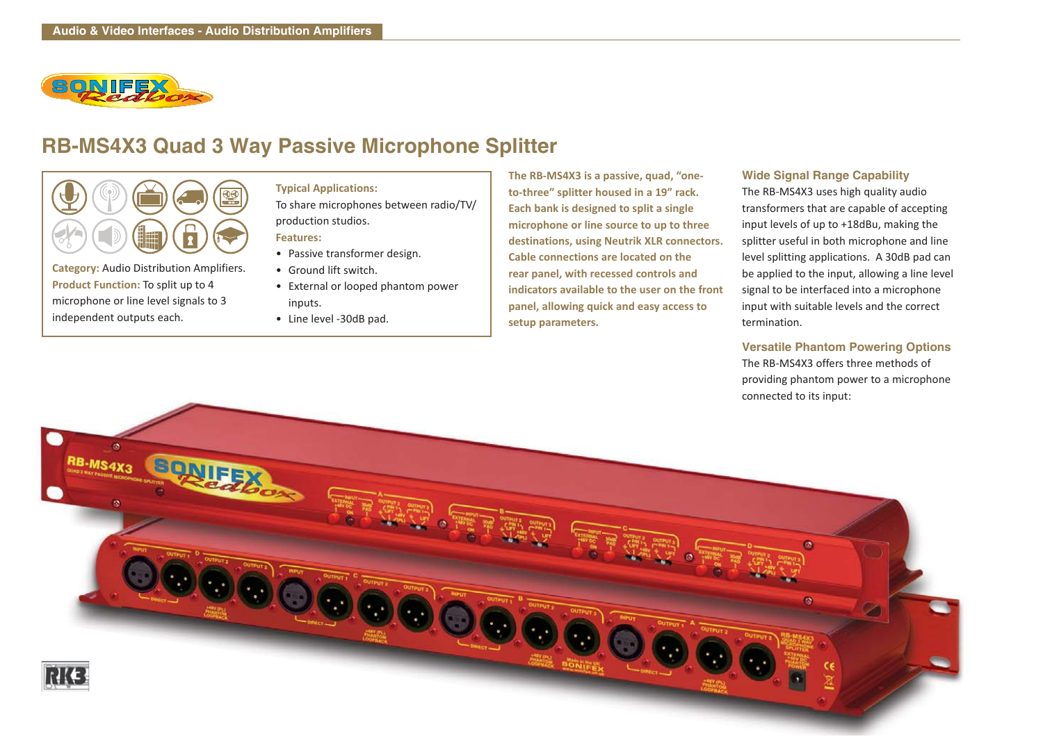Audio & Video Interfaces - Audio Distribution Amplifiers

# RB-MS4X3 Quad 3 Way Passive Microphone Splitter

**Category:** Audio Distribution Amplifiers.

**Product Function:** To split up to 4 microphone or line level signals to 3 independent outputs each.

**Typical Applications:**

To share microphones between radio/TV/production studios.

**Features:**

- Passive transformer design.
- Ground lift switch.
- External or looped phantom power inputs.
- Line level -30dB pad.

**The RB-MS4X3 is a passive, quad, "one-to-three" splitter housed in a 19" rack. Each bank is designed to split a single microphone or line source to up to three destinations, using Neutrik XLR connectors. Cable connections are located on the rear panel, with recessed controls and indicators available to the user on the front panel, allowing quick and easy access to setup parameters.**

## Wide Signal Range Capability

The RB-MS4X3 uses high quality audio transformers that are capable of accepting input levels of up to +18dBu, making the splitter useful in both microphone and line level splitting applications. A 30dB pad can be applied to the input, allowing a line level signal to be interfaced into a microphone input with suitable levels and the correct termination.

## Versatile Phantom Powering Options

The RB-MS4X3 offers three methods of providing phantom power to a microphone connected to its input: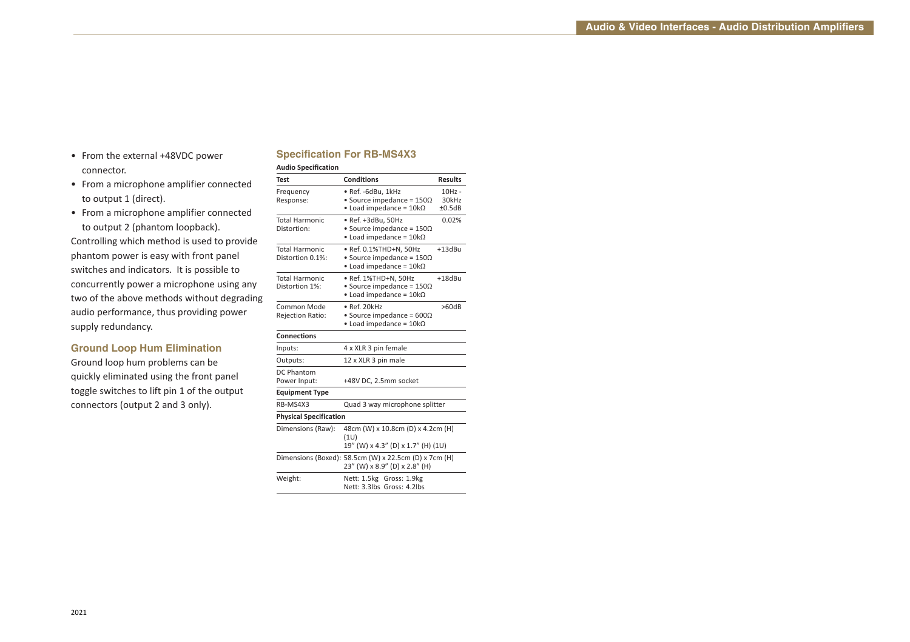- From the external +48VDC power connector.
- From a microphone amplifier connected to output 1 (direct).
- From a microphone amplifier connected to output 2 (phantom loopback).

Controlling which method is used to provide phantom power is easy with front panel switches and indicators. It is possible to concurrently power a microphone using any two of the above methods without degrading audio performance, thus providing power supply redundancy.

### Ground Loop Hum Elimination

Ground loop hum problems can be quickly eliminated using the front panel toggle switches to lift pin 1 of the output connectors (output 2 and 3 only).

## Specification For RB-MS4X3

**Audio Specification**

| Test | Conditions | Results |
|---|---|---|
| Frequency Response: | • Ref. -6dBu, 1kHz<br>• Source impedance = 150Ω<br>• Load impedance = 10kΩ | 10Hz - 30kHz ±0.5dB |
| Total Harmonic Distortion: | • Ref. +3dBu, 50Hz<br>• Source impedance = 150Ω<br>• Load impedance = 10kΩ | 0.02% |
| Total Harmonic Distortion 0.1%: | • Ref. 0.1%THD+N, 50Hz<br>• Source impedance = 150Ω<br>• Load impedance = 10kΩ | +13dBu |
| Total Harmonic Distortion 1%: | • Ref. 1%THD+N, 50Hz<br>• Source impedance = 150Ω<br>• Load impedance = 10kΩ | +18dBu |
| Common Mode Rejection Ratio: | • Ref. 20kHz<br>• Source impedance = 600Ω<br>• Load impedance = 10kΩ | >60dB |
| **Connections** | | |
| Inputs: | 4 x XLR 3 pin female | |
| Outputs: | 12 x XLR 3 pin male | |
| DC Phantom Power Input: | +48V DC, 2.5mm socket | |
| **Equipment Type** | | |
| RB-MS4X3 | Quad 3 way microphone splitter | |
| **Physical Specification** | | |
| Dimensions (Raw): | 48cm (W) x 10.8cm (D) x 4.2cm (H) (1U)<br>19" (W) x 4.3" (D) x 1.7" (H) (1U) | |
| Dimensions (Boxed): | 58.5cm (W) x 22.5cm (D) x 7cm (H)<br>23" (W) x 8.9" (D) x 2.8" (H) | |
| Weight: | Nett: 1.5kg Gross: 1.9kg<br>Nett: 3.3lbs Gross: 4.2lbs | |